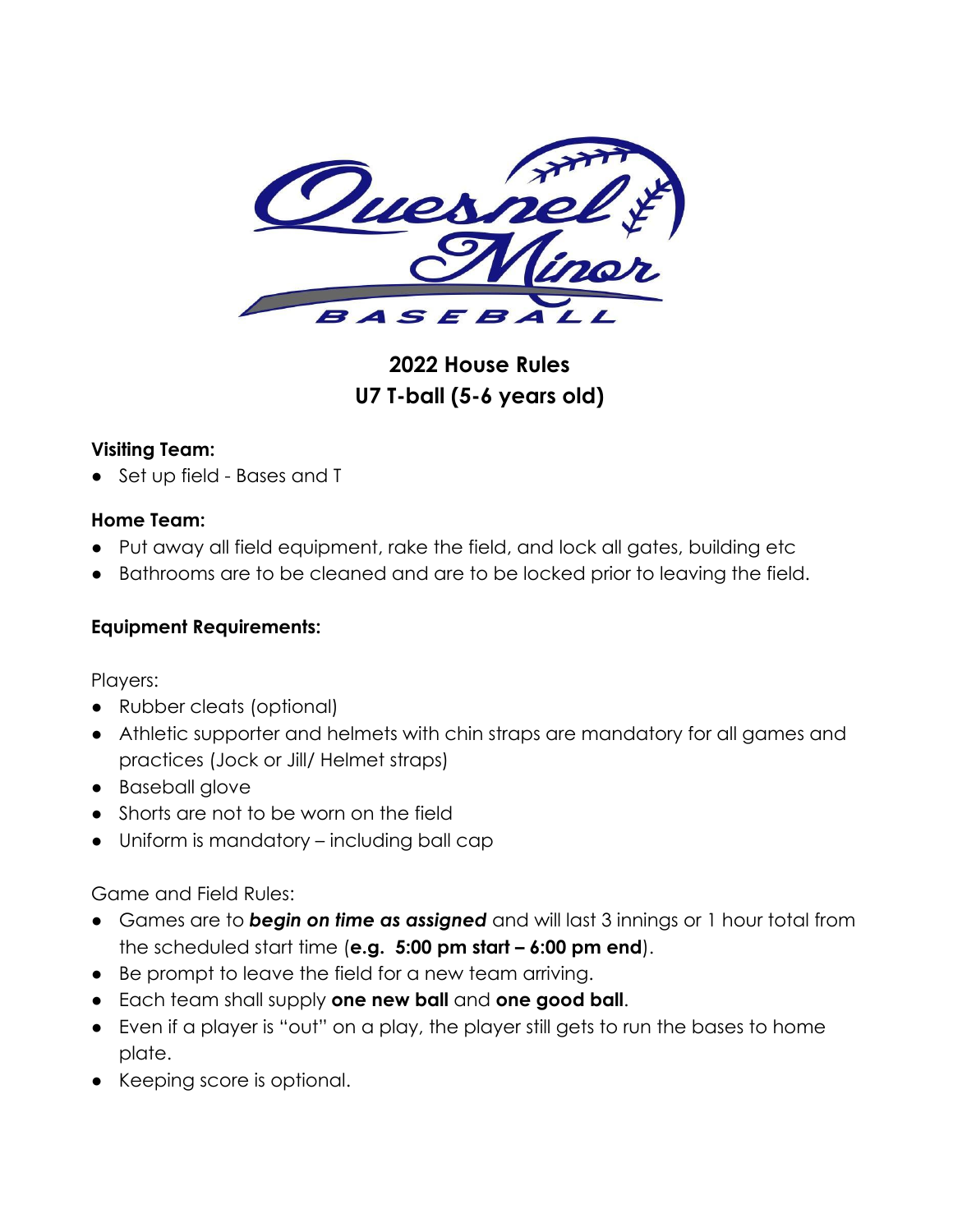# 2022 House Rules
# U7 T-ball (5-6 years old)

**Visiting Team:**

- Set up field - Bases and T

**Home Team:**

- Put away all field equipment, rake the field, and lock all gates, building etc
- Bathrooms are to be cleaned and are to be locked prior to leaving the field.

**Equipment Requirements:**

Players:

- Rubber cleats (optional)
- Athletic supporter and helmets with chin straps are mandatory for all games and practices (Jock or Jill/ Helmet straps)
- Baseball glove
- Shorts are not to be worn on the field
- Uniform is mandatory – including ball cap

Game and Field Rules:

- Games are to ***begin on time as assigned*** and will last 3 innings or 1 hour total from the scheduled start time (**e.g. 5:00 pm start – 6:00 pm end**).
- Be prompt to leave the field for a new team arriving.
- Each team shall supply **one new ball** and **one good ball**.
- Even if a player is "out" on a play, the player still gets to run the bases to home plate.
- Keeping score is optional.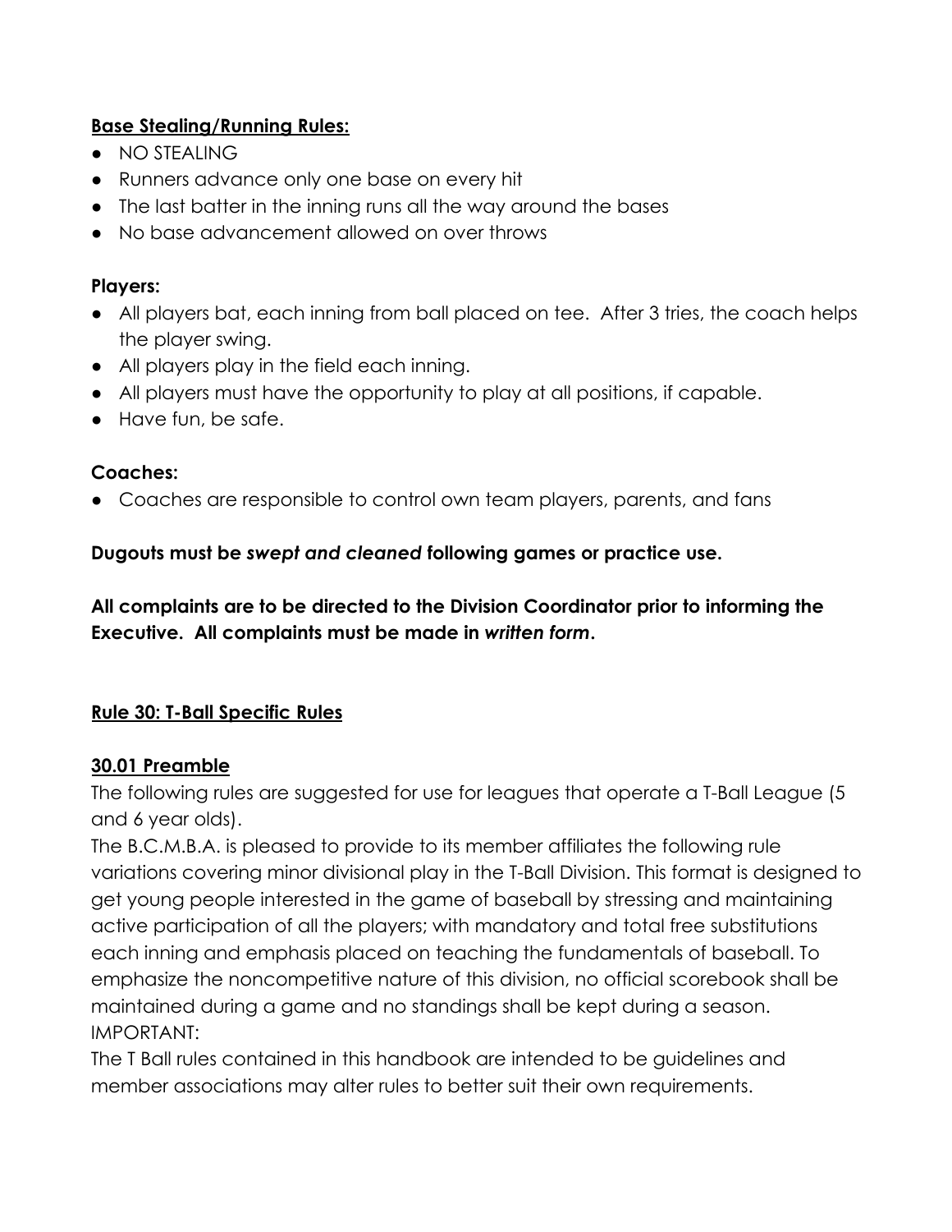**Base Stealing/Running Rules:**

- NO STEALING
- Runners advance only one base on every hit
- The last batter in the inning runs all the way around the bases
- No base advancement allowed on over throws

**Players:**

- All players bat, each inning from ball placed on tee. After 3 tries, the coach helps the player swing.
- All players play in the field each inning.
- All players must have the opportunity to play at all positions, if capable.
- Have fun, be safe.

**Coaches:**

- Coaches are responsible to control own team players, parents, and fans

**Dugouts must be *swept and cleaned* following games or practice use.**

**All complaints are to be directed to the Division Coordinator prior to informing the Executive. All complaints must be made in *written form*.**

## Rule 30: T-Ball Specific Rules

### 30.01 Preamble

The following rules are suggested for use for leagues that operate a T-Ball League (5 and 6 year olds).

The B.C.M.B.A. is pleased to provide to its member affiliates the following rule variations covering minor divisional play in the T-Ball Division. This format is designed to get young people interested in the game of baseball by stressing and maintaining active participation of all the players; with mandatory and total free substitutions each inning and emphasis placed on teaching the fundamentals of baseball. To emphasize the noncompetitive nature of this division, no official scorebook shall be maintained during a game and no standings shall be kept during a season.

IMPORTANT:

The T Ball rules contained in this handbook are intended to be guidelines and member associations may alter rules to better suit their own requirements.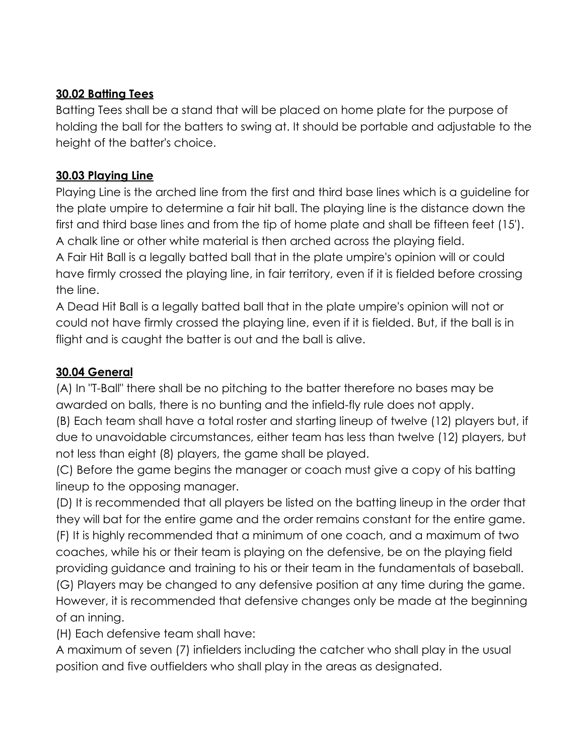## 30.02 Batting Tees

Batting Tees shall be a stand that will be placed on home plate for the purpose of holding the ball for the batters to swing at. It should be portable and adjustable to the height of the batter's choice.

## 30.03 Playing Line

Playing Line is the arched line from the first and third base lines which is a guideline for the plate umpire to determine a fair hit ball. The playing line is the distance down the first and third base lines and from the tip of home plate and shall be fifteen feet (15'). A chalk line or other white material is then arched across the playing field.

A Fair Hit Ball is a legally batted ball that in the plate umpire's opinion will or could have firmly crossed the playing line, in fair territory, even if it is fielded before crossing the line.

A Dead Hit Ball is a legally batted ball that in the plate umpire's opinion will not or could not have firmly crossed the playing line, even if it is fielded. But, if the ball is in flight and is caught the batter is out and the ball is alive.

## 30.04 General

(A) In "T-Ball" there shall be no pitching to the batter therefore no bases may be awarded on balls, there is no bunting and the infield-fly rule does not apply.

(B) Each team shall have a total roster and starting lineup of twelve (12) players but, if due to unavoidable circumstances, either team has less than twelve (12) players, but not less than eight (8) players, the game shall be played.

(C) Before the game begins the manager or coach must give a copy of his batting lineup to the opposing manager.

(D) It is recommended that all players be listed on the batting lineup in the order that they will bat for the entire game and the order remains constant for the entire game.

(F) It is highly recommended that a minimum of one coach, and a maximum of two coaches, while his or their team is playing on the defensive, be on the playing field providing guidance and training to his or their team in the fundamentals of baseball.

(G) Players may be changed to any defensive position at any time during the game. However, it is recommended that defensive changes only be made at the beginning of an inning.

(H) Each defensive team shall have:

A maximum of seven (7) infielders including the catcher who shall play in the usual position and five outfielders who shall play in the areas as designated.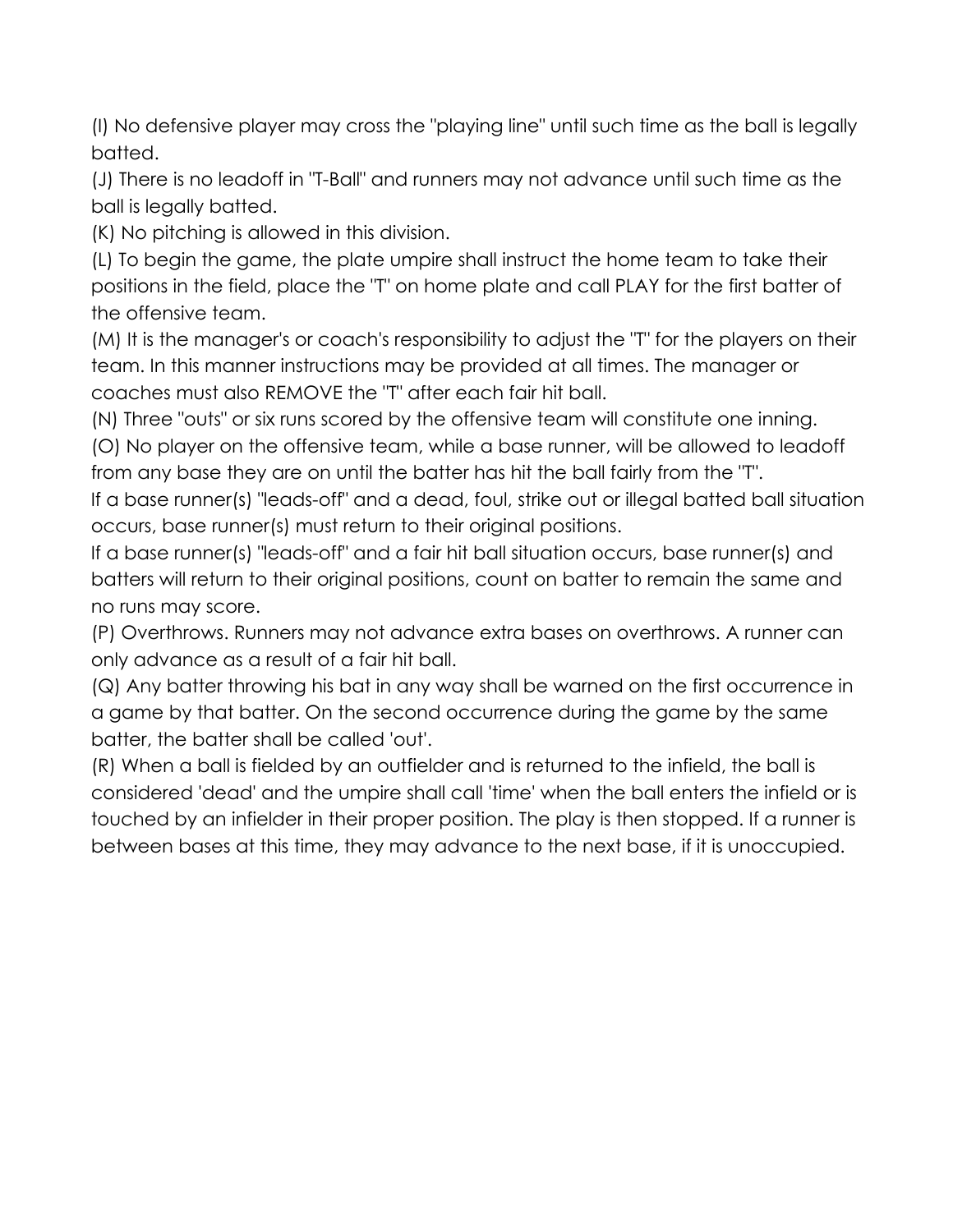(I) No defensive player may cross the "playing line" until such time as the ball is legally batted.

(J) There is no leadoff in "T-Ball" and runners may not advance until such time as the ball is legally batted.

(K) No pitching is allowed in this division.

(L) To begin the game, the plate umpire shall instruct the home team to take their positions in the field, place the "T" on home plate and call PLAY for the first batter of the offensive team.

(M) It is the manager's or coach's responsibility to adjust the "T" for the players on their team. In this manner instructions may be provided at all times. The manager or coaches must also REMOVE the "T" after each fair hit ball.

(N) Three "outs" or six runs scored by the offensive team will constitute one inning.

(O) No player on the offensive team, while a base runner, will be allowed to leadoff from any base they are on until the batter has hit the ball fairly from the "T".

If a base runner(s) "leads-off" and a dead, foul, strike out or illegal batted ball situation occurs, base runner(s) must return to their original positions.

If a base runner(s) "leads-off" and a fair hit ball situation occurs, base runner(s) and batters will return to their original positions, count on batter to remain the same and no runs may score.

(P) Overthrows. Runners may not advance extra bases on overthrows. A runner can only advance as a result of a fair hit ball.

(Q) Any batter throwing his bat in any way shall be warned on the first occurrence in a game by that batter. On the second occurrence during the game by the same batter, the batter shall be called 'out'.

(R) When a ball is fielded by an outfielder and is returned to the infield, the ball is considered 'dead' and the umpire shall call 'time' when the ball enters the infield or is touched by an infielder in their proper position. The play is then stopped. If a runner is between bases at this time, they may advance to the next base, if it is unoccupied.